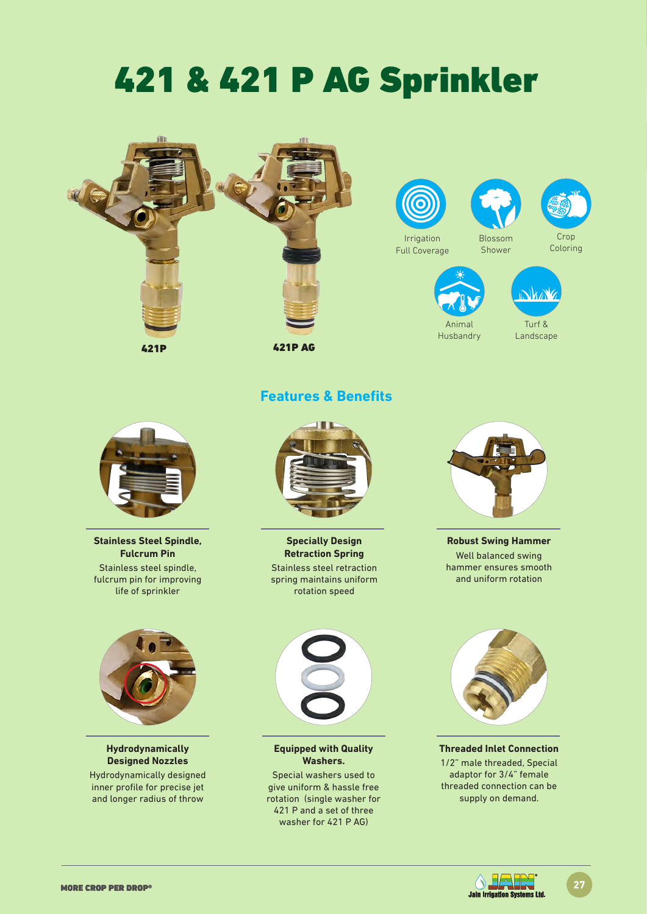# 421 & 421 P AG Sprinkler

421P

421P AG

Irrigation Full Coverage

Blossom Shower

Crop Coloring

Animal Husbandry

Turf & Landscape

## Features & Benefits

**Stainless Steel Spindle, Fulcrum Pin**

Stainless steel spindle, fulcrum pin for improving life of sprinkler

**Specially Design Retraction Spring**

Stainless steel retraction spring maintains uniform rotation speed

**Robust Swing Hammer**

Well balanced swing hammer ensures smooth and uniform rotation

**Hydrodynamically Designed Nozzles**

Hydrodynamically designed inner profile for precise jet and longer radius of throw

**Equipped with Quality Washers.**

Special washers used to give uniform & hassle free rotation (single washer for 421 P and a set of three washer for 421 P AG)

**Threaded Inlet Connection**

1/2" male threaded, Special adaptor for 3/4" female threaded connection can be supply on demand.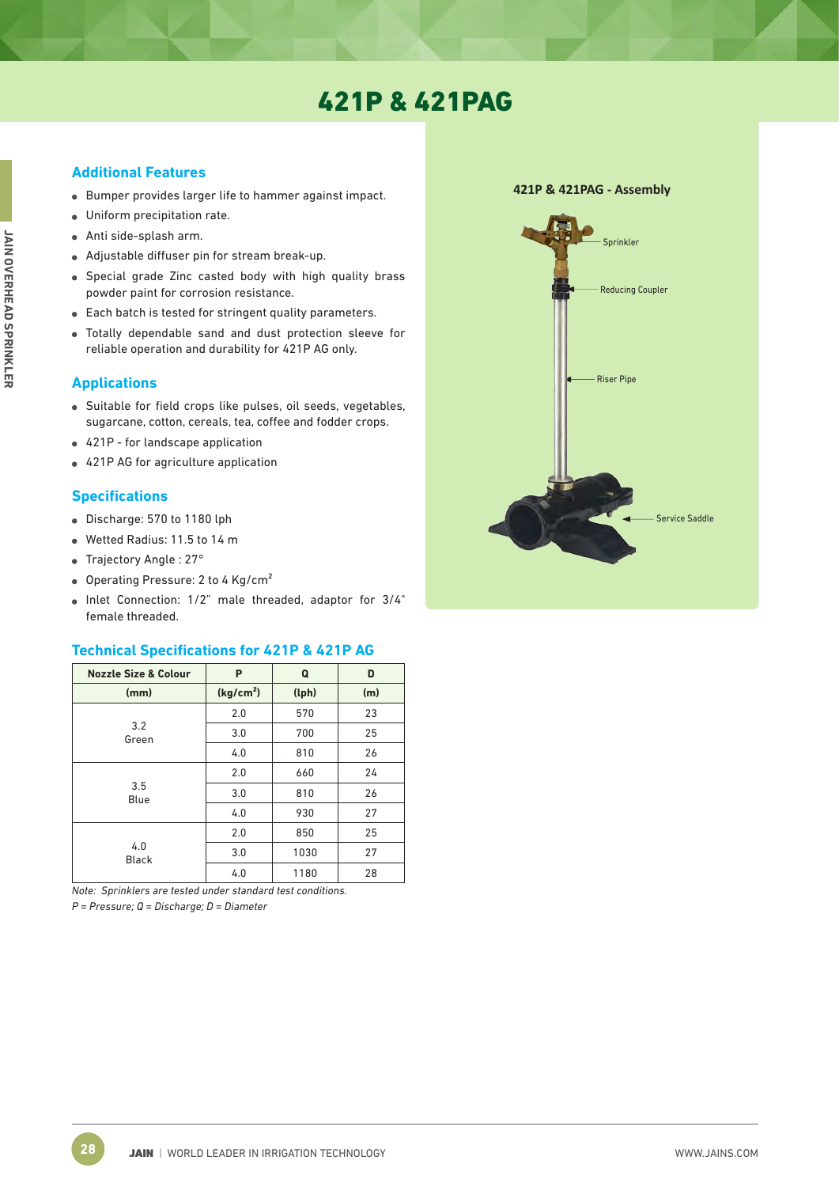# 421P & 421PAG

## Additional Features

- Bumper provides larger life to hammer against impact.
- Uniform precipitation rate.
- Anti side-splash arm.
- Adjustable diffuser pin for stream break-up.
- Special grade Zinc casted body with high quality brass powder paint for corrosion resistance.
- Each batch is tested for stringent quality parameters.
- Totally dependable sand and dust protection sleeve for reliable operation and durability for 421P AG only.

## Applications

- Suitable for field crops like pulses, oil seeds, vegetables, sugarcane, cotton, cereals, tea, coffee and fodder crops.
- 421P - for landscape application
- 421P AG for agriculture application

## Specifications

- Discharge: 570 to 1180 lph
- Wetted Radius: 11.5 to 14 m
- Trajectory Angle : 27°
- Operating Pressure: 2 to 4 Kg/cm$^2$
- Inlet Connection: 1/2" male threaded, adaptor for 3/4" female threaded.

## Technical Specifications for 421P & 421P AG

| Nozzle Size & Colour | P | Q | D |
|---|---|---|---|
| (mm) | (kg/cm$^2$) | (lph) | (m) |
| 3.2 Green | 2.0 | 570 | 23 |
| | 3.0 | 700 | 25 |
| | 4.0 | 810 | 26 |
| 3.5 Blue | 2.0 | 660 | 24 |
| | 3.0 | 810 | 26 |
| | 4.0 | 930 | 27 |
| 4.0 Black | 2.0 | 850 | 25 |
| | 3.0 | 1030 | 27 |
| | 4.0 | 1180 | 28 |

*Note: Sprinklers are tested under standard test conditions.*

*P = Pressure; Q = Discharge; D = Diameter*

**421P & 421PAG - Assembly**

Sprinkler

Reducing Coupler

Riser Pipe

Service Saddle